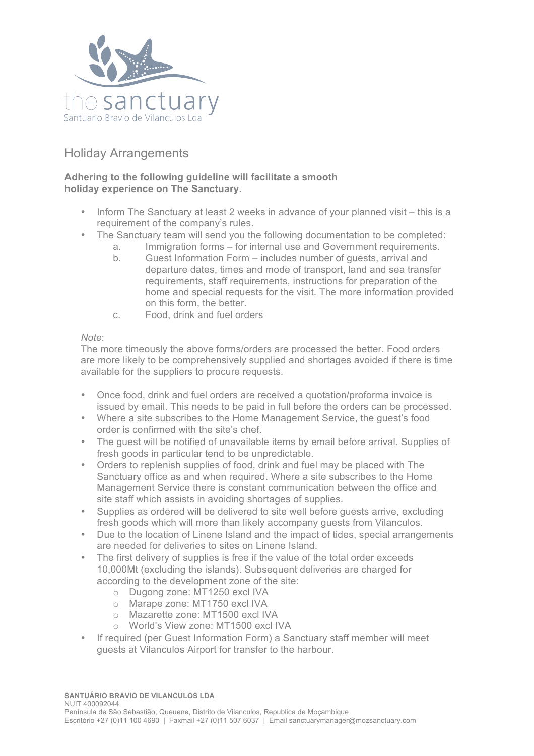the sanctuary

Santuario Bravio de Vilanculos Lda

# Holiday Arrangements

**Adhering to the following guideline will facilitate a smooth holiday experience on The Sanctuary.**

- Inform The Sanctuary at least 2 weeks in advance of your planned visit – this is a requirement of the company's rules.
- The Sanctuary team will send you the following documentation to be completed:
  a. Immigration forms – for internal use and Government requirements.
  b. Guest Information Form – includes number of guests, arrival and departure dates, times and mode of transport, land and sea transfer requirements, staff requirements, instructions for preparation of the home and special requests for the visit. The more information provided on this form, the better.
  c. Food, drink and fuel orders

*Note*:
The more timeously the above forms/orders are processed the better. Food orders are more likely to be comprehensively supplied and shortages avoided if there is time available for the suppliers to procure requests.

- Once food, drink and fuel orders are received a quotation/proforma invoice is issued by email. This needs to be paid in full before the orders can be processed.
- Where a site subscribes to the Home Management Service, the guest's food order is confirmed with the site's chef.
- The guest will be notified of unavailable items by email before arrival. Supplies of fresh goods in particular tend to be unpredictable.
- Orders to replenish supplies of food, drink and fuel may be placed with The Sanctuary office as and when required. Where a site subscribes to the Home Management Service there is constant communication between the office and site staff which assists in avoiding shortages of supplies.
- Supplies as ordered will be delivered to site well before guests arrive, excluding fresh goods which will more than likely accompany guests from Vilanculos.
- Due to the location of Linene Island and the impact of tides, special arrangements are needed for deliveries to sites on Linene Island.
- The first delivery of supplies is free if the value of the total order exceeds 10,000Mt (excluding the islands). Subsequent deliveries are charged for according to the development zone of the site:
  - Dugong zone: MT1250 excl IVA
  - Marape zone: MT1750 excl IVA
  - Mazarette zone: MT1500 excl IVA
  - World's View zone: MT1500 excl IVA
- If required (per Guest Information Form) a Sanctuary staff member will meet guests at Vilanculos Airport for transfer to the harbour.

**SANTUÁRIO BRAVIO DE VILANCULOS LDA**
NUIT 400092044
Península de São Sebastião, Queuene, Distrito de Vilanculos, Republica de Moçambique
Escritório +27 (0)11 100 4690 | Faxmail +27 (0)11 507 6037 | Email sanctuarymanager@mozsanctuary.com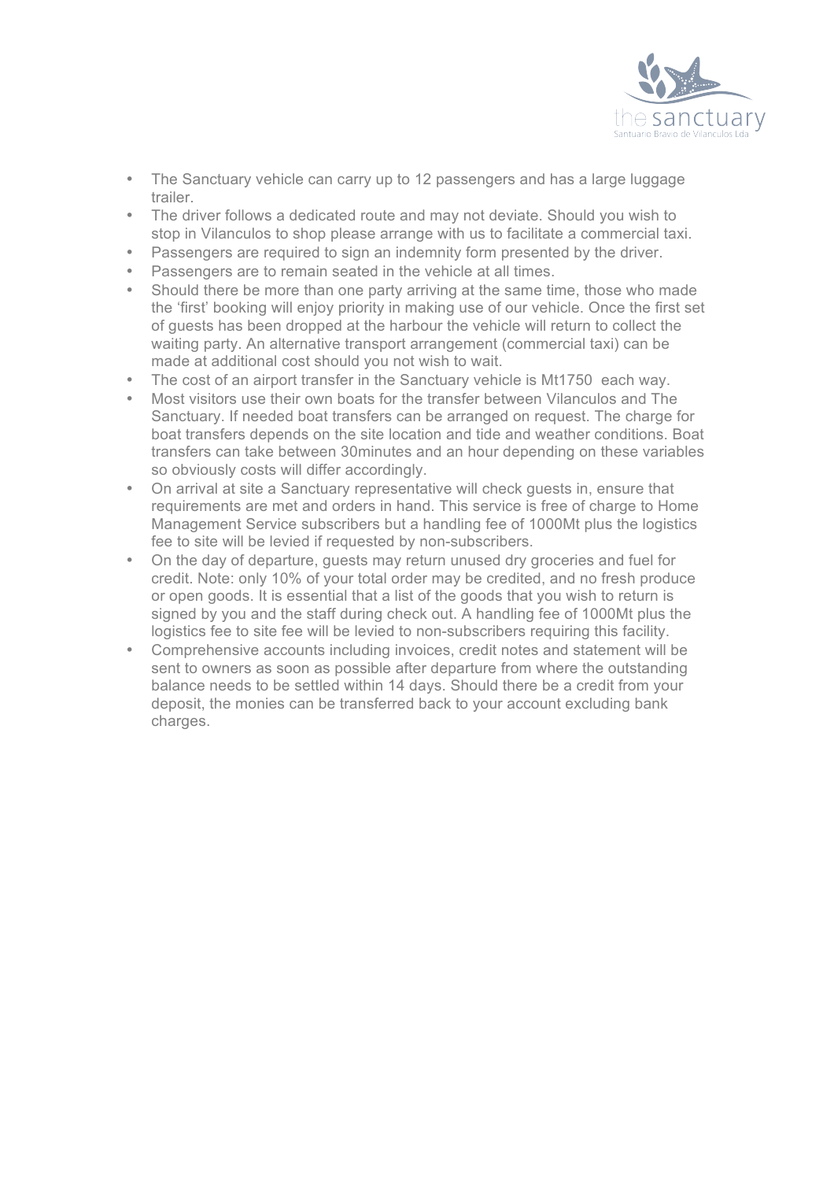- The Sanctuary vehicle can carry up to 12 passengers and has a large luggage trailer.
- The driver follows a dedicated route and may not deviate. Should you wish to stop in Vilanculos to shop please arrange with us to facilitate a commercial taxi.
- Passengers are required to sign an indemnity form presented by the driver.
- Passengers are to remain seated in the vehicle at all times.
- Should there be more than one party arriving at the same time, those who made the 'first' booking will enjoy priority in making use of our vehicle. Once the first set of guests has been dropped at the harbour the vehicle will return to collect the waiting party. An alternative transport arrangement (commercial taxi) can be made at additional cost should you not wish to wait.
- The cost of an airport transfer in the Sanctuary vehicle is Mt1750 each way.
- Most visitors use their own boats for the transfer between Vilanculos and The Sanctuary. If needed boat transfers can be arranged on request. The charge for boat transfers depends on the site location and tide and weather conditions. Boat transfers can take between 30minutes and an hour depending on these variables so obviously costs will differ accordingly.
- On arrival at site a Sanctuary representative will check guests in, ensure that requirements are met and orders in hand. This service is free of charge to Home Management Service subscribers but a handling fee of 1000Mt plus the logistics fee to site will be levied if requested by non-subscribers.
- On the day of departure, guests may return unused dry groceries and fuel for credit. Note: only 10% of your total order may be credited, and no fresh produce or open goods. It is essential that a list of the goods that you wish to return is signed by you and the staff during check out. A handling fee of 1000Mt plus the logistics fee to site fee will be levied to non-subscribers requiring this facility.
- Comprehensive accounts including invoices, credit notes and statement will be sent to owners as soon as possible after departure from where the outstanding balance needs to be settled within 14 days. Should there be a credit from your deposit, the monies can be transferred back to your account excluding bank charges.